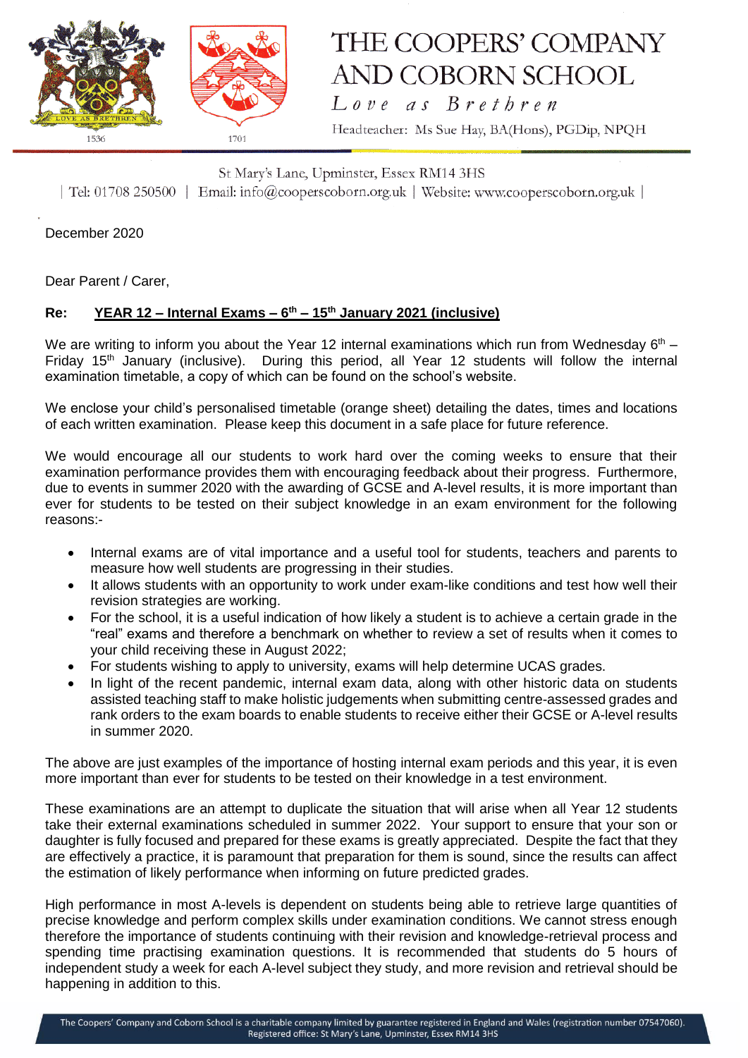# THE COOPERS' COMPANY AND COBORN SCHOOL

*Love as Brethren*

Headteacher: Ms Sue Hay, BA(Hons), PGDip, NPQH

St Mary's Lane, Upminster, Essex RM14 3HS

| Tel: 01708 250500 | Email: info@cooperscoborn.org.uk | Website: www.cooperscoborn.org.uk |

December 2020

Dear Parent / Carer,

**Re: YEAR 12 – Internal Exams – 6th – 15th January 2021 (inclusive)**

We are writing to inform you about the Year 12 internal examinations which run from Wednesday 6th – Friday 15th January (inclusive). During this period, all Year 12 students will follow the internal examination timetable, a copy of which can be found on the school's website.

We enclose your child's personalised timetable (orange sheet) detailing the dates, times and locations of each written examination. Please keep this document in a safe place for future reference.

We would encourage all our students to work hard over the coming weeks to ensure that their examination performance provides them with encouraging feedback about their progress. Furthermore, due to events in summer 2020 with the awarding of GCSE and A-level results, it is more important than ever for students to be tested on their subject knowledge in an exam environment for the following reasons:-

- Internal exams are of vital importance and a useful tool for students, teachers and parents to measure how well students are progressing in their studies.
- It allows students with an opportunity to work under exam-like conditions and test how well their revision strategies are working.
- For the school, it is a useful indication of how likely a student is to achieve a certain grade in the "real" exams and therefore a benchmark on whether to review a set of results when it comes to your child receiving these in August 2022;
- For students wishing to apply to university, exams will help determine UCAS grades.
- In light of the recent pandemic, internal exam data, along with other historic data on students assisted teaching staff to make holistic judgements when submitting centre-assessed grades and rank orders to the exam boards to enable students to receive either their GCSE or A-level results in summer 2020.

The above are just examples of the importance of hosting internal exam periods and this year, it is even more important than ever for students to be tested on their knowledge in a test environment.

These examinations are an attempt to duplicate the situation that will arise when all Year 12 students take their external examinations scheduled in summer 2022. Your support to ensure that your son or daughter is fully focused and prepared for these exams is greatly appreciated. Despite the fact that they are effectively a practice, it is paramount that preparation for them is sound, since the results can affect the estimation of likely performance when informing on future predicted grades.

High performance in most A-levels is dependent on students being able to retrieve large quantities of precise knowledge and perform complex skills under examination conditions. We cannot stress enough therefore the importance of students continuing with their revision and knowledge-retrieval process and spending time practising examination questions. It is recommended that students do 5 hours of independent study a week for each A-level subject they study, and more revision and retrieval should be happening in addition to this.

The Coopers' Company and Coborn School is a charitable company limited by guarantee registered in England and Wales (registration number 07547060). Registered office: St Mary's Lane, Upminster, Essex RM14 3HS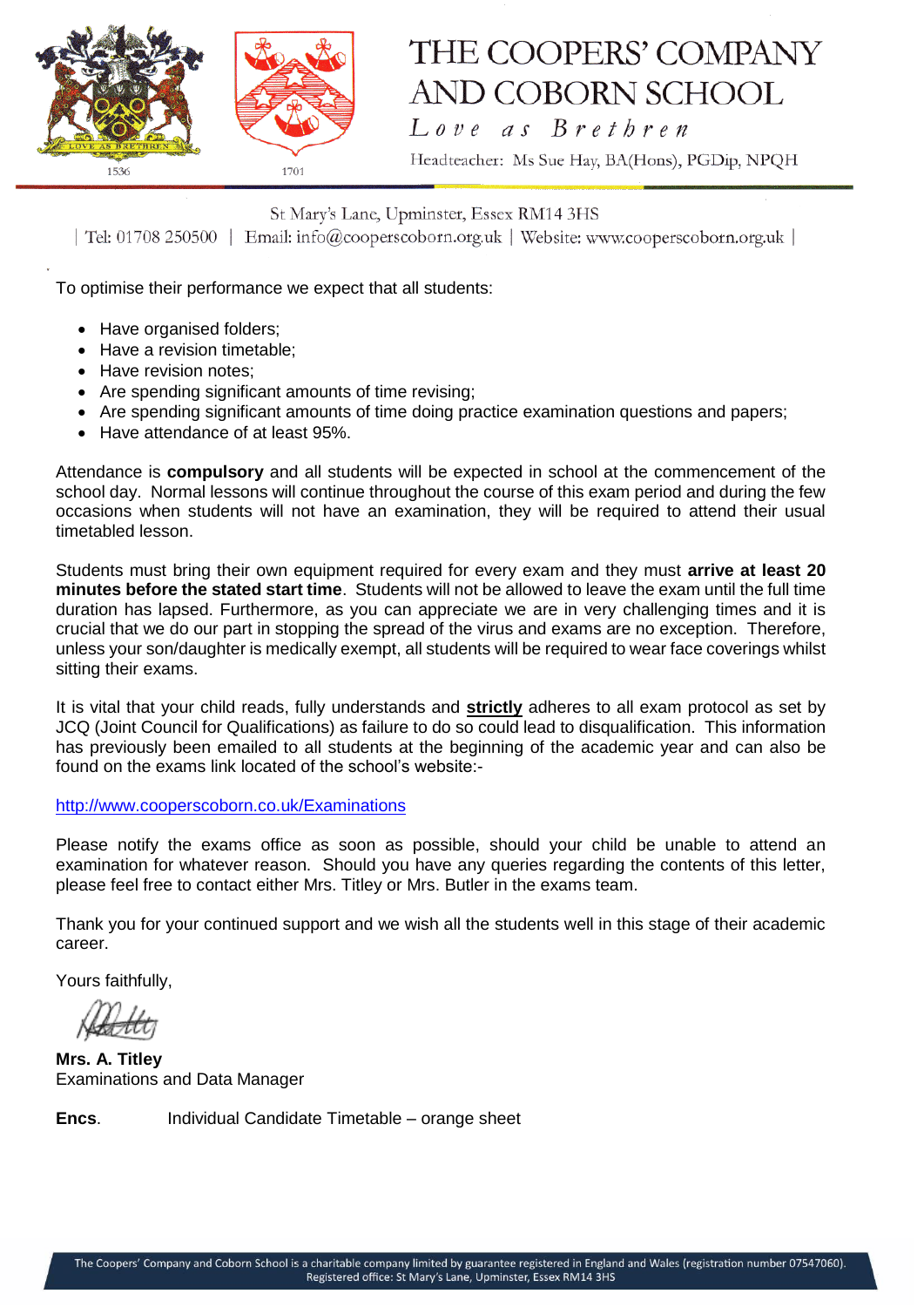# THE COOPERS' COMPANY AND COBORN SCHOOL

*Love as Brethren*

Headteacher: Ms Sue Hay, BA(Hons), PGDip, NPQH

St Mary's Lane, Upminster, Essex RM14 3HS

| Tel: 01708 250500 | Email: info@cooperscoborn.org.uk | Website: www.cooperscoborn.org.uk |

To optimise their performance we expect that all students:

- Have organised folders;
- Have a revision timetable;
- Have revision notes;
- Are spending significant amounts of time revising;
- Are spending significant amounts of time doing practice examination questions and papers;
- Have attendance of at least 95%.

Attendance is **compulsory** and all students will be expected in school at the commencement of the school day. Normal lessons will continue throughout the course of this exam period and during the few occasions when students will not have an examination, they will be required to attend their usual timetabled lesson.

Students must bring their own equipment required for every exam and they must **arrive at least 20 minutes before the stated start time**. Students will not be allowed to leave the exam until the full time duration has lapsed. Furthermore, as you can appreciate we are in very challenging times and it is crucial that we do our part in stopping the spread of the virus and exams are no exception. Therefore, unless your son/daughter is medically exempt, all students will be required to wear face coverings whilst sitting their exams.

It is vital that your child reads, fully understands and **strictly** adheres to all exam protocol as set by JCQ (Joint Council for Qualifications) as failure to do so could lead to disqualification. This information has previously been emailed to all students at the beginning of the academic year and can also be found on the exams link located of the school's website:-

http://www.cooperscoborn.co.uk/Examinations

Please notify the exams office as soon as possible, should your child be unable to attend an examination for whatever reason. Should you have any queries regarding the contents of this letter, please feel free to contact either Mrs. Titley or Mrs. Butler in the exams team.

Thank you for your continued support and we wish all the students well in this stage of their academic career.

Yours faithfully,

**Mrs. A. Titley**
Examinations and Data Manager

**Encs**. Individual Candidate Timetable – orange sheet

The Coopers' Company and Coborn School is a charitable company limited by guarantee registered in England and Wales (registration number 07547060).
Registered office: St Mary's Lane, Upminster, Essex RM14 3HS